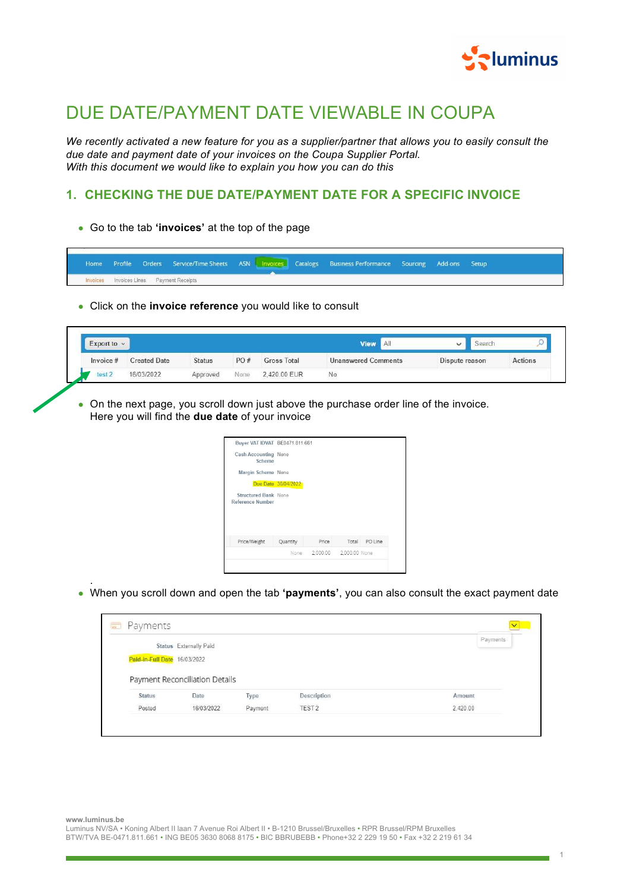# DUE DATE/PAYMENT DATE VIEWABLE IN COUPA

*We recently activated a new feature for you as a supplier/partner that allows you to easily consult the due date and payment date of your invoices on the Coupa Supplier Portal.*
*With this document we would like to explain you how you can do this*

## 1. CHECKING THE DUE DATE/PAYMENT DATE FOR A SPECIFIC INVOICE

- Go to the tab **'invoices'** at the top of the page

- Click on the **invoice reference** you would like to consult

- On the next page, you scroll down just above the purchase order line of the invoice. Here you will find the **due date** of your invoice

- When you scroll down and open the tab **'payments'**, you can also consult the exact payment date

www.luminus.be
Luminus NV/SA • Koning Albert II laan 7 Avenue Roi Albert II • B-1210 Brussel/Bruxelles • RPR Brussel/RPM Bruxelles
BTW/TVA BE-0471.811.661 • ING BE05 3630 8068 8175 • BIC BBRUBEBB • Phone+32 2 229 19 50 • Fax +32 2 219 61 34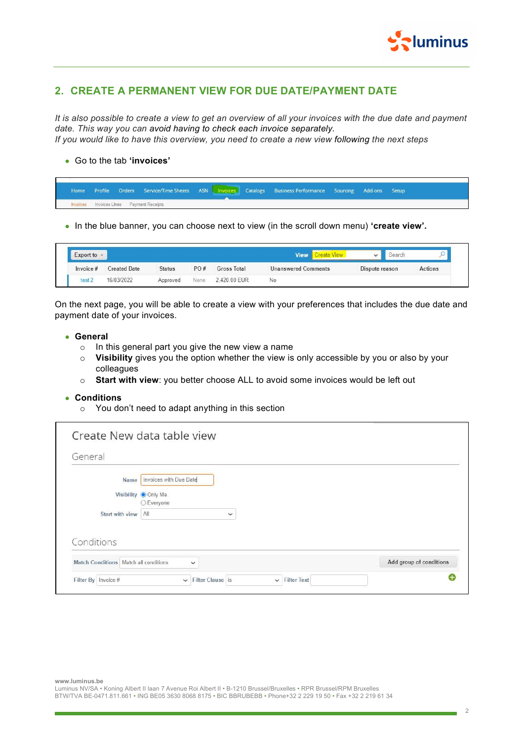## 2. CREATE A PERMANENT VIEW FOR DUE DATE/PAYMENT DATE

*It is also possible to create a view to get an overview of all your invoices with the due date and payment date. This way you can avoid having to check each invoice separately.*
*If you would like to have this overview, you need to create a new view following the next steps*

- Go to the tab **'invoices'**

- In the blue banner, you can choose next to view (in the scroll down menu) **'create view'.**

On the next page, you will be able to create a view with your preferences that includes the due date and payment date of your invoices.

- **General**
  - In this general part you give the new view a name
  - **Visibility** gives you the option whether the view is only accessible by you or also by your colleagues
  - **Start with view**: you better choose ALL to avoid some invoices would be left out
- **Conditions**
  - You don't need to adapt anything in this section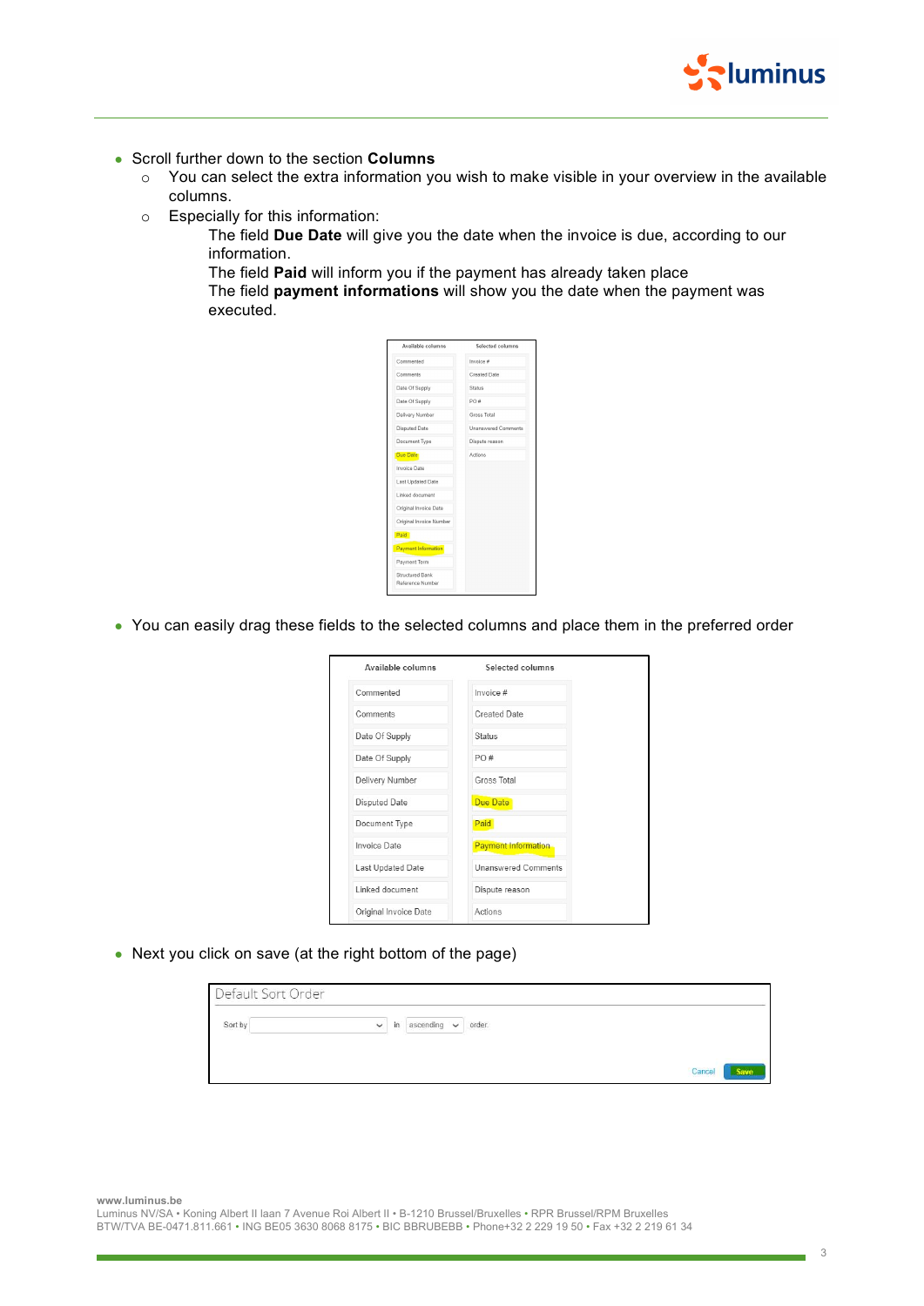- Scroll further down to the section **Columns**
  - You can select the extra information you wish to make visible in your overview in the available columns.
  - Especially for this information:

    The field **Due Date** will give you the date when the invoice is due, according to our information.
    The field **Paid** will inform you if the payment has already taken place
    The field **payment informations** will show you the date when the payment was executed.

- You can easily drag these fields to the selected columns and place them in the preferred order

- Next you click on save (at the right bottom of the page)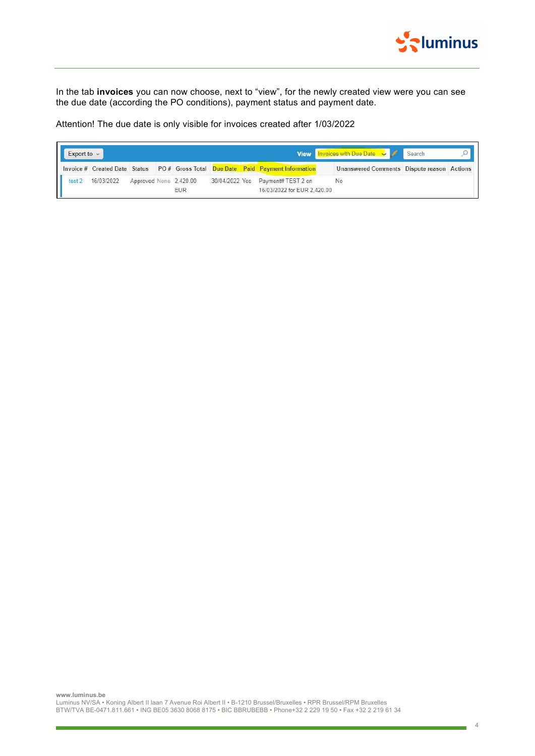In the tab **invoices** you can now choose, next to "view", for the newly created view were you can see the due date (according the PO conditions), payment status and payment date.

Attention! The due date is only visible for invoices created after 1/03/2022

Export to | View: Invoices with Due Date | Search

| Invoice # | Created Date | Status | PO # | Gross Total | Due Date | Paid | Payment Information | Unanswered Comments | Dispute reason | Actions |
|---|---|---|---|---|---|---|---|---|---|---|
| test 2 | 16/03/2022 | Approved | None | 2,420.00 EUR | 30/04/2022 | Yes | Payment# TEST 2 on 16/03/2022 for EUR 2,420.00 | No | | |

www.luminus.be
Luminus NV/SA • Koning Albert II laan 7 Avenue Roi Albert II • B-1210 Brussel/Bruxelles • RPR Brussel/RPM Bruxelles
BTW/TVA BE-0471.811.661 • ING BE05 3630 8068 8175 • BIC BBRUBEBB • Phone+32 2 229 19 50 • Fax +32 2 219 61 34